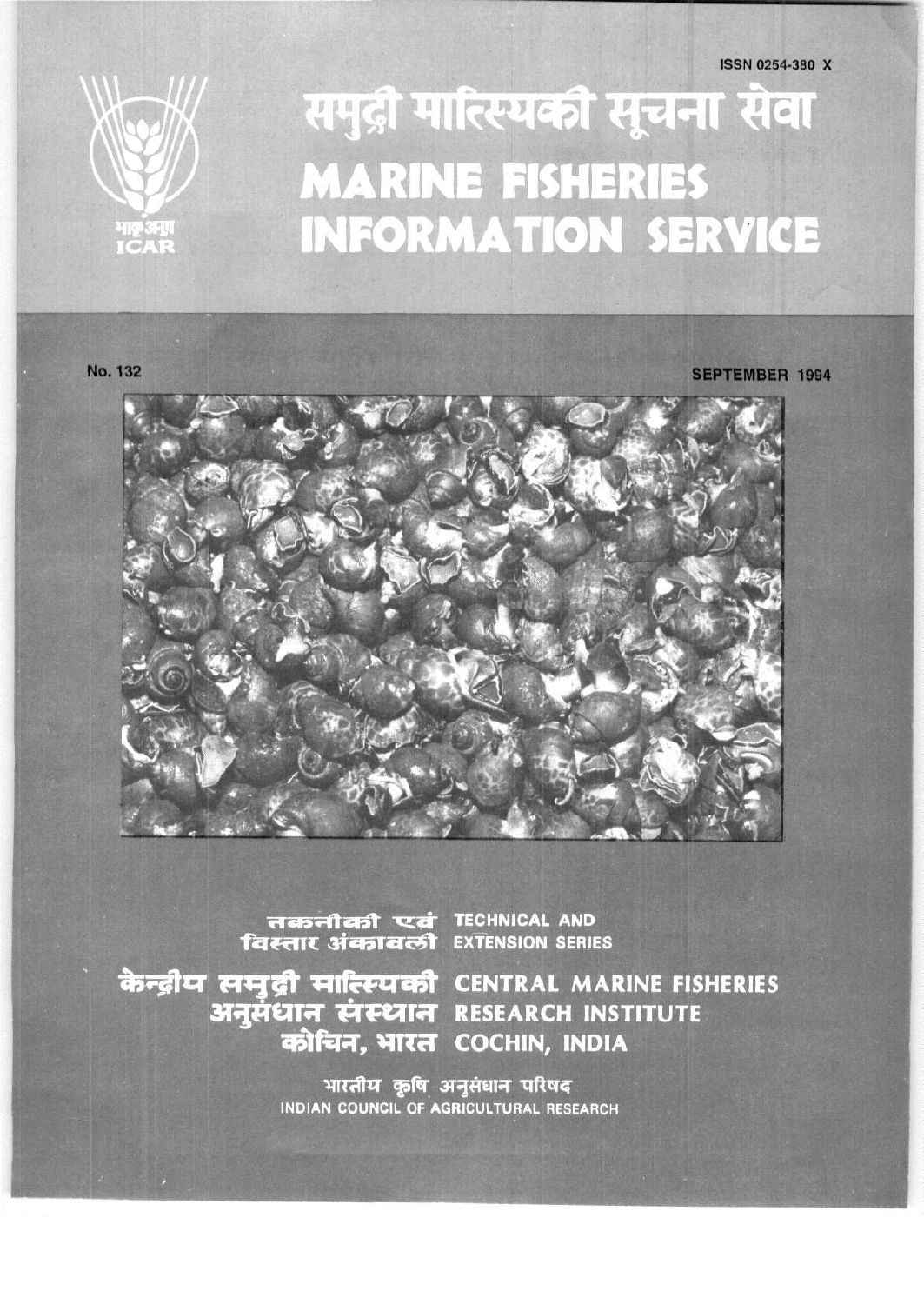ISSN 0254-380 X

# समुद्री मात्स्यकी सूचना सेवा
# MARINE FISHERIES INFORMATION SERVICE

भाकृअनुप
ICAR

No. 132

SEPTEMBER 1994

तकनीकी एवं विस्तार अंकावली
TECHNICAL AND EXTENSION SERIES

केन्द्रीय समुद्री मात्स्यकी अनुसंधान संस्थान कोचिन, भारत
CENTRAL MARINE FISHERIES RESEARCH INSTITUTE COCHIN, INDIA

भारतीय कृषि अनुसंधान परिषद
INDIAN COUNCIL OF AGRICULTURAL RESEARCH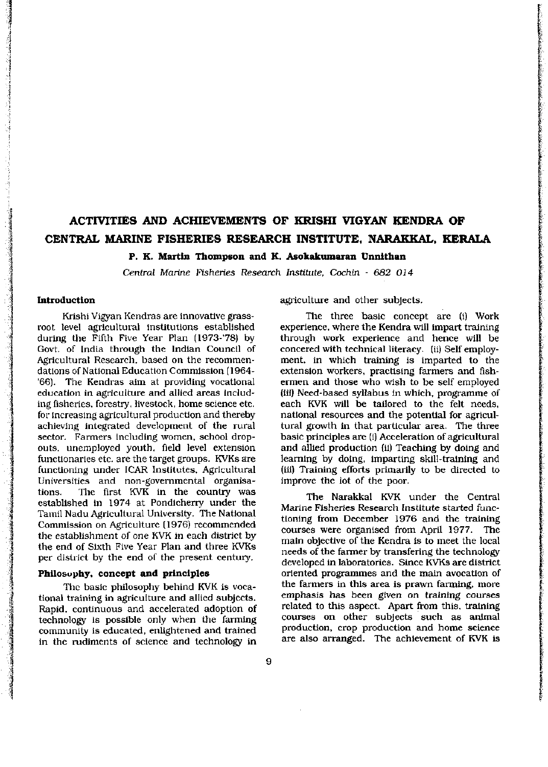# ACTIVITIES AND ACHIEVEMENTS OF KRISHI VIGYAN KENDRA OF CENTRAL MARINE FISHERIES RESEARCH INSTITUTE, NARAKKAL, KERALA

**P. K. Martin Thompson and K. Asokakumaran Unnithan**

*Central Marine Fisheries Research Institute, Cochin - 682 014*

## Introduction

Krishi Vigyan Kendras are innovative grassroot level agricultural institutions established during the Fifth Five Year Plan (1973-'78) by Govt. of India through the Indian Council of Agricultural Research, based on the recommendations of National Education Commission (1964-'66). The Kendras aim at providing vocational education in agriculture and allied areas including fisheries, forestry, livestock, home science etc. for increasing agricultural production and thereby achieving integrated development of the rural sector. Farmers including women, school dropouts, unemployed youth, field level extension functionaries etc. are the target groups. KVKs are functioning under ICAR Institutes, Agricultural Universities and non-governmental organisations. The first KVK in the country was established in 1974 at Pondicherry under the Tamil Nadu Agricultural University. The National Commission on Agriculture (1976) recommended the establishment of one KVK in each district by the end of Sixth Five Year Plan and three KVKs per district by the end of the present century.

## Philosophy, concept and principles

The basic philosophy behind KVK is vocational training in agriculture and allied subjects. Rapid, continuous and accelerated adoption of technology is possible only when the farming community is educated, enlightened and trained in the rudiments of science and technology in agriculture and other subjects.

The three basic concept are (i) Work experience, where the Kendra will impart training through work experience and hence will be concered with technical literacy. (ii) Self employment, in which training is imparted to the extension workers, practising farmers and fishermen and those who wish to be self employed (iii) Need-based syllabus in which, programme of each KVK will be tailored to the felt needs, national resources and the potential for agricultural growth in that particular area. The three basic principles are (i) Acceleration of agricultural and allied production (ii) Teaching by doing and learning by doing, imparting skill-training and (iii) Training efforts primarily to be directed to improve the lot of the poor.

The Narakkal KVK under the Central Marine Fisheries Research Institute started functioning from December 1976 and the training courses were organised from April 1977. The main objective of the Kendra is to meet the local needs of the farmer by transfering the technology developed in laboratories. Since KVKs are district oriented programmes and the main avocation of the farmers in this area is prawn farming, more emphasis has been given on training courses related to this aspect. Apart from this, training courses on other subjects such as animal production, crop production and home science are also arranged. The achievement of KVK is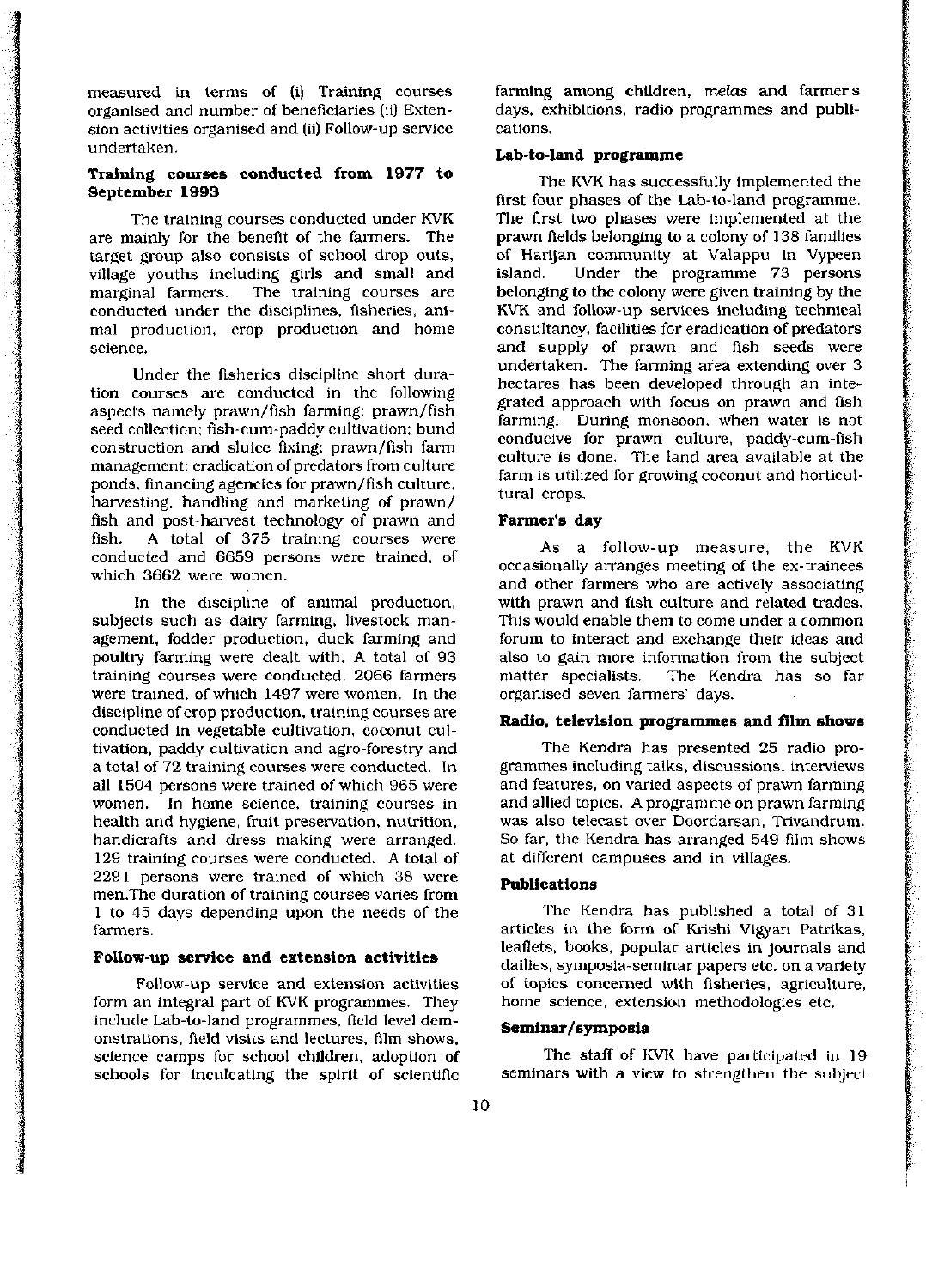measured in terms of (i) Training courses organised and number of beneficiaries (ii) Extension activities organised and (ii) Follow-up service undertaken.

### Training courses conducted from 1977 to September 1993

The training courses conducted under KVK are mainly for the benefit of the farmers. The target group also consists of school drop outs, village youths including girls and small and marginal farmers. The training courses are conducted under the disciplines, fisheries, animal production, crop production and home science.

Under the fisheries discipline short duration courses are conducted in the following aspects namely prawn/fish farming; prawn/fish seed collection; fish-cum-paddy cultivation; bund construction and sluice fixing; prawn/fish farm management; eradication of predators from culture ponds, financing agencies for prawn/fish culture, harvesting, handling and marketing of prawn/fish and post-harvest technology of prawn and fish. A total of 375 training courses were conducted and 6659 persons were trained, of which 3662 were women.

In the discipline of animal production, subjects such as dairy farming, livestock management, fodder production, duck farming and poultry farming were dealt with. A total of 93 training courses were conducted. 2066 farmers were trained, of which 1497 were women. In the discipline of crop production, training courses are conducted in vegetable cultivation, coconut cultivation, paddy cultivation and agro-forestry and a total of 72 training courses were conducted. In all 1504 persons were trained of which 965 were women. In home science, training courses in health and hygiene, fruit preservation, nutrition, handicrafts and dress making were arranged. 129 training courses were conducted. A total of 2291 persons were trained of which 38 were men.The duration of training courses varies from 1 to 45 days depending upon the needs of the farmers.

### Follow-up service and extension activities

Follow-up service and extension activities form an integral part of KVK programmes. They include Lab-to-land programmes, field level demonstrations, field visits and lectures, film shows, science camps for school children, adoption of schools for inculcating the spirit of scientific farming among children, *melas* and farmer's days, exhibitions, radio programmes and publications.

### Lab-to-land programme

The KVK has successfully implemented the first four phases of the Lab-to-land programme. The first two phases were implemented at the prawn fields belonging to a colony of 138 families of Harijan community at Valappu in Vypeen island. Under the programme 73 persons belonging to the colony were given training by the KVK and follow-up services including technical consultancy, facilities for eradication of predators and supply of prawn and fish seeds were undertaken. The farming area extending over 3 hectares has been developed through an integrated approach with focus on prawn and fish farming. During monsoon, when water is not conducive for prawn culture, paddy-cum-fish culture is done. The land area available at the farm is utilized for growing coconut and horticultural crops.

### Farmer's day

As a follow-up measure, the KVK occasionally arranges meeting of the ex-trainees and other farmers who are actively associating with prawn and fish culture and related trades. This would enable them to come under a common forum to interact and exchange their ideas and also to gain more information from the subject matter specialists. The Kendra has so far organised seven farmers' days.

### Radio, television programmes and film shows

The Kendra has presented 25 radio programmes including talks, discussions, interviews and features, on varied aspects of prawn farming and allied topics. A programme on prawn farming was also telecast over Doordarsan, Trivandrum. So far, the Kendra has arranged 549 film shows at different campuses and in villages.

### Publications

The Kendra has published a total of 31 articles in the form of Krishi Vigyan Patrikas, leaflets, books, popular articles in journals and dailies, symposia-seminar papers etc. on a variety of topics concerned with fisheries, agriculture, home science, extension methodologies etc.

### Seminar/symposia

The staff of KVK have participated in 19 seminars with a view to strengthen the subject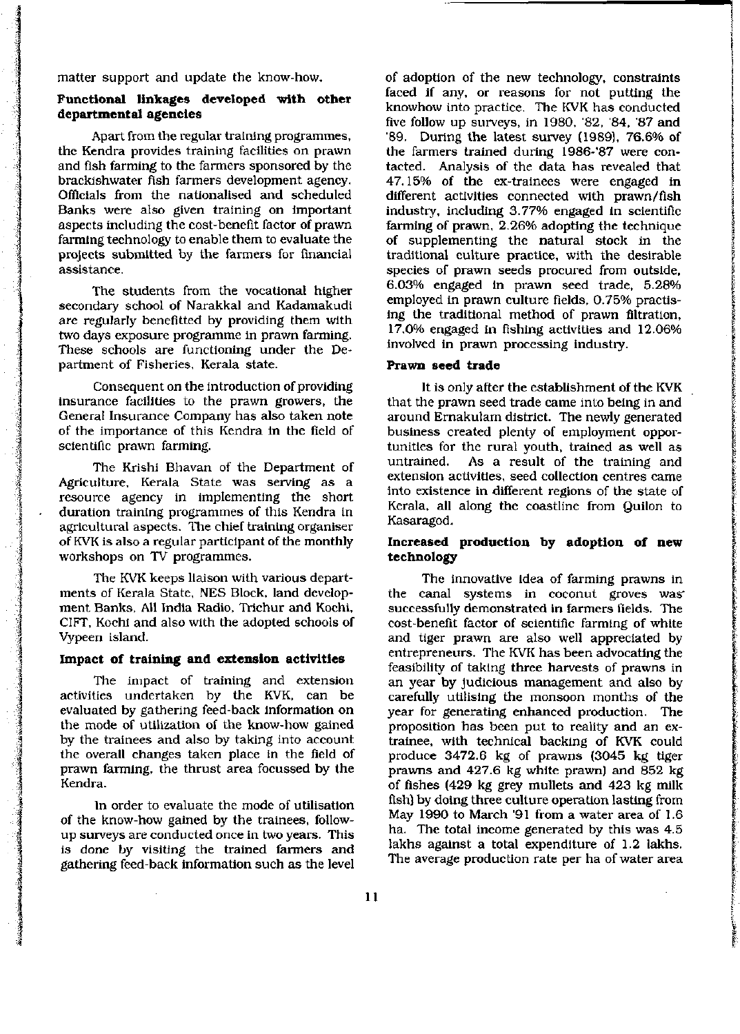matter support and update the know-how.

### Functional linkages developed with other departmental agencies

Apart from the regular training programmes, the Kendra provides training facilities on prawn and fish farming to the farmers sponsored by the brackishwater fish farmers development agency. Officials from the nationalised and scheduled Banks were also given training on important aspects including the cost-benefit factor of prawn farming technology to enable them to evaluate the projects submitted by the farmers for financial assistance.

The students from the vocational higher secondary school of Narakkal and Kadamakudi are regularly benefitted by providing them with two days exposure programme in prawn farming. These schools are functioning under the Department of Fisheries, Kerala state.

Consequent on the introduction of providing insurance facilities to the prawn growers, the General Insurance Company has also taken note of the importance of this Kendra in the field of scientific prawn farming.

The Krishi Bhavan of the Department of Agriculture, Kerala State was serving as a resource agency in implementing the short duration training programmes of this Kendra in agricultural aspects. The chief training organiser of KVK is also a regular participant of the monthly workshops on TV programmes.

The KVK keeps liaison with various departments of Kerala State, NES Block, land development Banks, All India Radio, Trichur and Kochi, CIFT, Kochi and also with the adopted schools of Vypeen island.

### Impact of training and extension activities

The impact of training and extension activities undertaken by the KVK, can be evaluated by gathering feed-back information on the mode of utilization of the know-how gained by the trainees and also by taking into account the overall changes taken place in the field of prawn farming, the thrust area focussed by the Kendra.

In order to evaluate the mode of utilisation of the know-how gained by the trainees, follow-up surveys are conducted once in two years. This is done by visiting the trained farmers and gathering feed-back information such as the level of adoption of the new technology, constraints faced if any, or reasons for not putting the knowhow into practice. The KVK has conducted five follow up surveys, in 1980, '82, '84, '87 and '89. During the latest survey (1989), 76.6% of the farmers trained during 1986-'87 were contacted. Analysis of the data has revealed that 47.15% of the ex-trainees were engaged in different activities connected with prawn/fish industry, including 3.77% engaged in scientific farming of prawn, 2.26% adopting the technique of supplementing the natural stock in the traditional culture practice, with the desirable species of prawn seeds procured from outside, 6.03% engaged in prawn seed trade, 5.28% employed in prawn culture fields, 0.75% practising the traditional method of prawn filtration, 17.0% engaged in fishing activities and 12.06% involved in prawn processing industry.

### Prawn seed trade

It is only after the establishment of the KVK that the prawn seed trade came into being in and around Ernakulam district. The newly generated business created plenty of employment opportunities for the rural youth, trained as well as untrained. As a result of the training and extension activities, seed collection centres came into existence in different regions of the state of Kerala, all along the coastline from Quilon to Kasaragod.

### Increased production by adoption of new technology

The innovative idea of farming prawns in the canal systems in coconut groves was successfully demonstrated in farmers fields. The cost-benefit factor of scientific farming of white and tiger prawn are also well appreciated by entrepreneurs. The KVK has been advocating the feasibility of taking three harvests of prawns in an year by judicious management and also by carefully utilising the monsoon months of the year for generating enhanced production. The proposition has been put to reality and an ex-trainee, with technical backing of KVK could produce 3472.6 kg of prawns (3045 kg tiger prawns and 427.6 kg white prawn) and 852 kg of fishes (429 kg grey mullets and 423 kg milk fish) by doing three culture operation lasting from May 1990 to March '91 from a water area of 1.6 ha. The total income generated by this was 4.5 lakhs against a total expenditure of 1.2 lakhs. The average production rate per ha of water area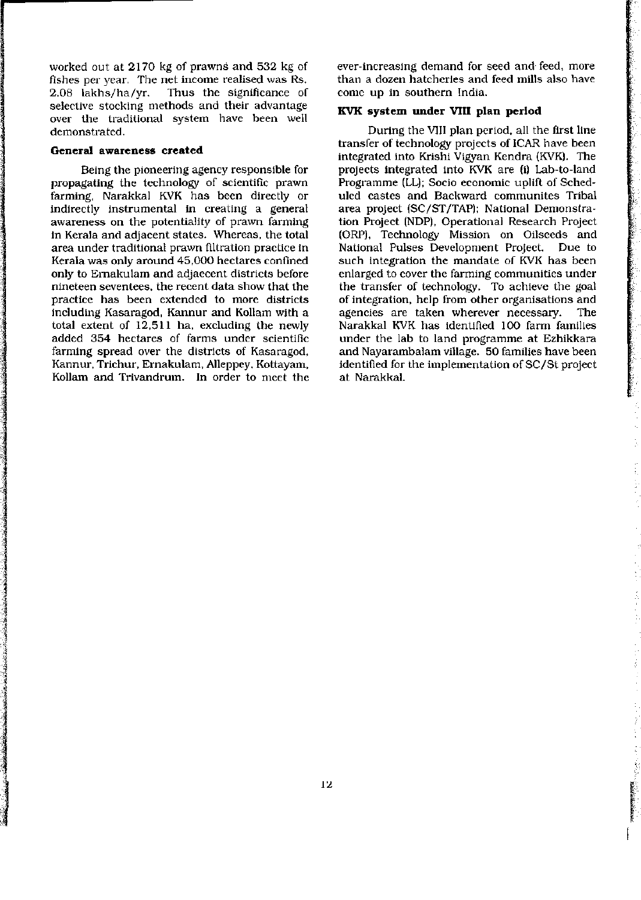worked out at 2170 kg of prawns and 532 kg of fishes per year. The net income realised was Rs. 2.08 lakhs/ha/yr. Thus the significance of selective stocking methods and their advantage over the traditional system have been well demonstrated.

### General awareness created

Being the pioneering agency responsible for propagating the technology of scientific prawn farming, Narakkal KVK has been directly or indirectly instrumental in creating a general awareness on the potentiality of prawn farming in Kerala and adjacent states. Whereas, the total area under traditional prawn filtration practice in Kerala was only around 45,000 hectares confined only to Ernakulam and adjaecent districts before nineteen seventees, the recent data show that the practice has been extended to more districts including Kasaragod, Kannur and Kollam with a total extent of 12,511 ha, excluding the newly added 354 hectares of farms under scientific farming spread over the districts of Kasaragod, Kannur, Trichur, Ernakulam, Alleppey, Kottayam, Kollam and Trivandrum. In order to meet the ever-increasing demand for seed and feed, more than a dozen hatcheries and feed mills also have come up in southern India.

### KVK system under VIII plan period

During the VIII plan period, all the first line transfer of technology projects of ICAR have been integrated into Krishi Vigyan Kendra (KVK). The projects integrated into KVK are (i) Lab-to-land Programme (LL); Socio economic uplift of Scheduled castes and Backward communites Tribal area project (SC/ST/TAP); National Demonstration Project (NDP), Operational Research Project (ORP), Technology Mission on Oilseeds and National Pulses Development Project. Due to such integration the mandate of KVK has been enlarged to cover the farming communities under the transfer of technology. To achieve the goal of integration, help from other organisations and agencies are taken wherever necessary. The Narakkal KVK has identified 100 farm families under the lab to land programme at Ezhikkara and Nayarambalam village. 50 families have been identified for the implementation of SC/St project at Narakkal.